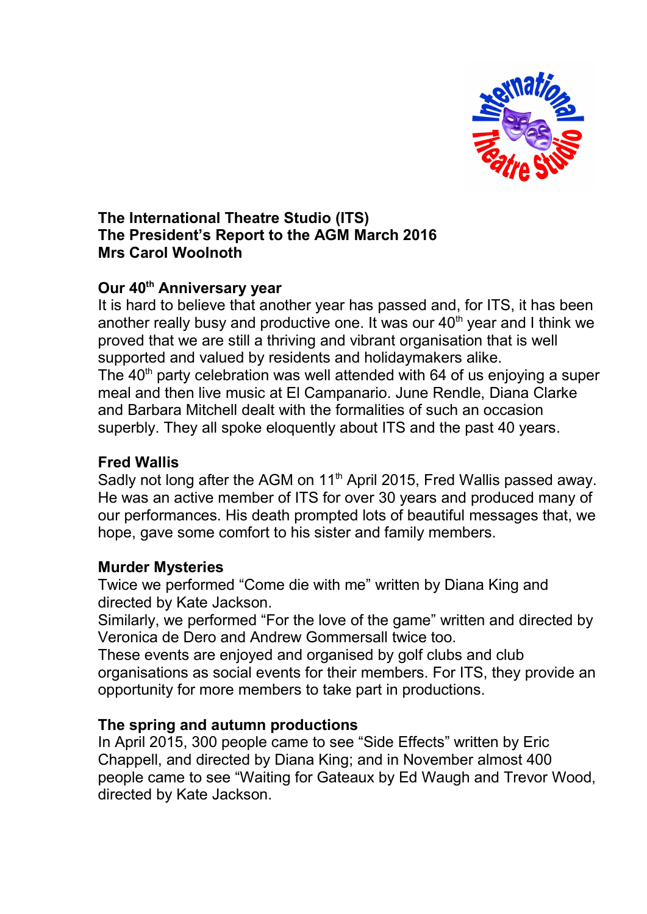**The International Theatre Studio (ITS)**
**The President's Report to the AGM March 2016**
**Mrs Carol Woolnoth**

## Our 40th Anniversary year

It is hard to believe that another year has passed and, for ITS, it has been another really busy and productive one. It was our 40th year and I think we proved that we are still a thriving and vibrant organisation that is well supported and valued by residents and holidaymakers alike.
The 40th party celebration was well attended with 64 of us enjoying a super meal and then live music at El Campanario. June Rendle, Diana Clarke and Barbara Mitchell dealt with the formalities of such an occasion superbly. They all spoke eloquently about ITS and the past 40 years.

## Fred Wallis

Sadly not long after the AGM on 11th April 2015, Fred Wallis passed away. He was an active member of ITS for over 30 years and produced many of our performances. His death prompted lots of beautiful messages that, we hope, gave some comfort to his sister and family members.

## Murder Mysteries

Twice we performed "Come die with me" written by Diana King and directed by Kate Jackson.
Similarly, we performed "For the love of the game" written and directed by Veronica de Dero and Andrew Gommersall twice too.
These events are enjoyed and organised by golf clubs and club organisations as social events for their members. For ITS, they provide an opportunity for more members to take part in productions.

## The spring and autumn productions

In April 2015, 300 people came to see "Side Effects" written by Eric Chappell, and directed by Diana King; and in November almost 400 people came to see "Waiting for Gateaux by Ed Waugh and Trevor Wood, directed by Kate Jackson.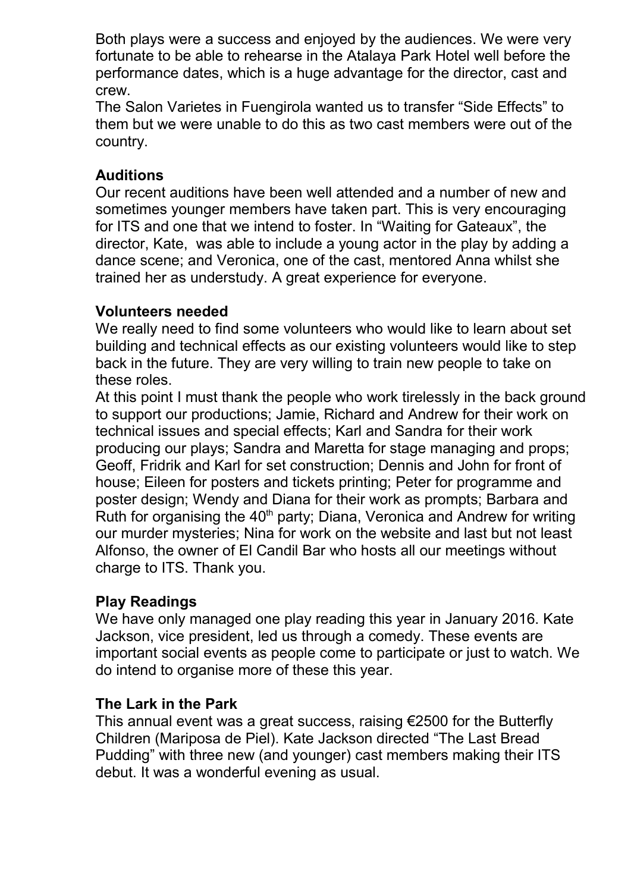Both plays were a success and enjoyed by the audiences. We were very fortunate to be able to rehearse in the Atalaya Park Hotel well before the performance dates, which is a huge advantage for the director, cast and crew.

The Salon Varietes in Fuengirola wanted us to transfer "Side Effects" to them but we were unable to do this as two cast members were out of the country.

**Auditions**

Our recent auditions have been well attended and a number of new and sometimes younger members have taken part. This is very encouraging for ITS and one that we intend to foster. In "Waiting for Gateaux", the director, Kate, was able to include a young actor in the play by adding a dance scene; and Veronica, one of the cast, mentored Anna whilst she trained her as understudy. A great experience for everyone.

**Volunteers needed**

We really need to find some volunteers who would like to learn about set building and technical effects as our existing volunteers would like to step back in the future. They are very willing to train new people to take on these roles.

At this point I must thank the people who work tirelessly in the back ground to support our productions; Jamie, Richard and Andrew for their work on technical issues and special effects; Karl and Sandra for their work producing our plays; Sandra and Maretta for stage managing and props; Geoff, Fridrik and Karl for set construction; Dennis and John for front of house; Eileen for posters and tickets printing; Peter for programme and poster design; Wendy and Diana for their work as prompts; Barbara and Ruth for organising the 40th party; Diana, Veronica and Andrew for writing our murder mysteries; Nina for work on the website and last but not least Alfonso, the owner of El Candil Bar who hosts all our meetings without charge to ITS. Thank you.

**Play Readings**

We have only managed one play reading this year in January 2016. Kate Jackson, vice president, led us through a comedy. These events are important social events as people come to participate or just to watch. We do intend to organise more of these this year.

**The Lark in the Park**

This annual event was a great success, raising €2500 for the Butterfly Children (Mariposa de Piel). Kate Jackson directed "The Last Bread Pudding" with three new (and younger) cast members making their ITS debut. It was a wonderful evening as usual.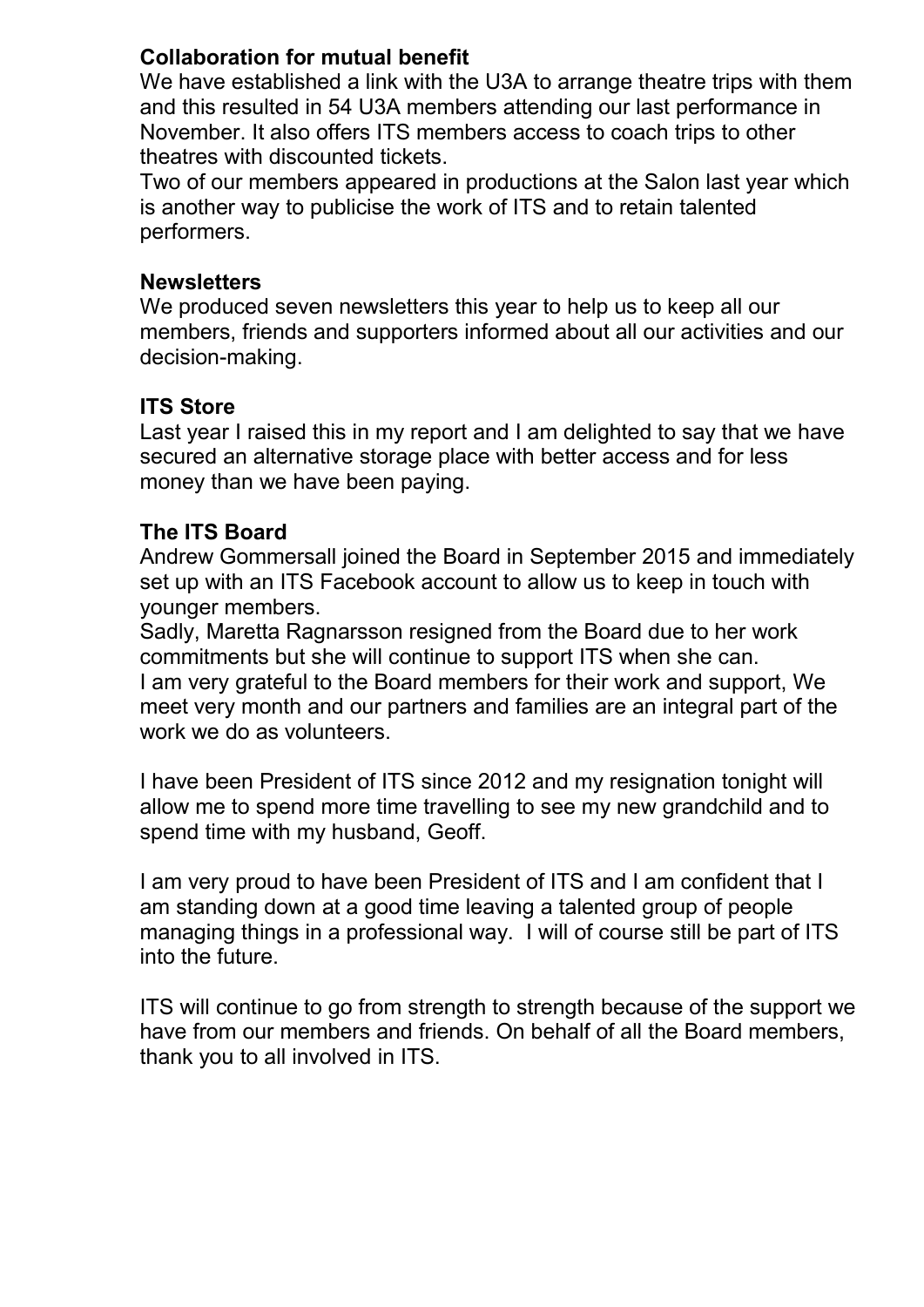**Collaboration for mutual benefit**

We have established a link with the U3A to arrange theatre trips with them and this resulted in 54 U3A members attending our last performance in November. It also offers ITS members access to coach trips to other theatres with discounted tickets.

Two of our members appeared in productions at the Salon last year which is another way to publicise the work of ITS and to retain talented performers.

**Newsletters**

We produced seven newsletters this year to help us to keep all our members, friends and supporters informed about all our activities and our decision-making.

**ITS Store**

Last year I raised this in my report and I am delighted to say that we have secured an alternative storage place with better access and for less money than we have been paying.

**The ITS Board**

Andrew Gommersall joined the Board in September 2015 and immediately set up with an ITS Facebook account to allow us to keep in touch with younger members.

Sadly, Maretta Ragnarsson resigned from the Board due to her work commitments but she will continue to support ITS when she can.

I am very grateful to the Board members for their work and support, We meet very month and our partners and families are an integral part of the work we do as volunteers.

I have been President of ITS since 2012 and my resignation tonight will allow me to spend more time travelling to see my new grandchild and to spend time with my husband, Geoff.

I am very proud to have been President of ITS and I am confident that I am standing down at a good time leaving a talented group of people managing things in a professional way. I will of course still be part of ITS into the future.

ITS will continue to go from strength to strength because of the support we have from our members and friends. On behalf of all the Board members, thank you to all involved in ITS.